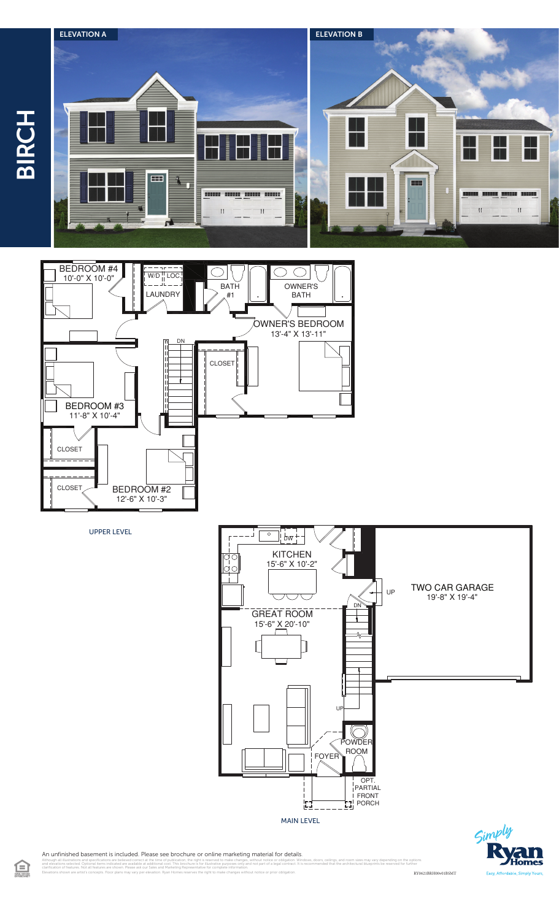# BIRCH

ELEVATION A

ELEVATION B

## UPPER LEVEL

BEDROOM #4
10'-0" X 10'-0"

W/D | LOC.

LAUNDRY

BATH #1

OWNER'S BATH

OWNER'S BEDROOM
13'-4" X 13'-11"

DN

CLOSET

BEDROOM #3
11'-8" X 10'-4"

CLOSET

CLOSET

BEDROOM #2
12'-6" X 10'-3"

## MAIN LEVEL

DW

KITCHEN
15'-6" X 10'-2"

UP

TWO CAR GARAGE
19'-8" X 19'-4"

DN

GREAT ROOM
15'-6" X 20'-10"

UP

POWDER ROOM

FOYER

OPT. PARTIAL FRONT PORCH

An unfinished basement is included. Please see brochure or online marketing material for details.

Although all illustrations and specifications are believed correct at the time of publication, the right is reserved to make changes, without notice or obligation. Windows, doors, ceilings, and room sizes may vary depending on the options and elevations selected. Optional items indicated are available at additional cost. This brochure is for illustrative purposes only and not part of a legal contract. It is recommended that the architectural blueprints be reviewed for further clarification of features. Not all features are shown. Please ask our Sales and Marketing Representative for complete information.
Elevations shown are artist's concepts. Floor plans may vary per elevation. Ryan Homes reserves the right to make changes without notice or prior obligation.

RY0621BRH00v01BSMT

Simply Ryan Homes
Easy, Affordable, Simply Yours.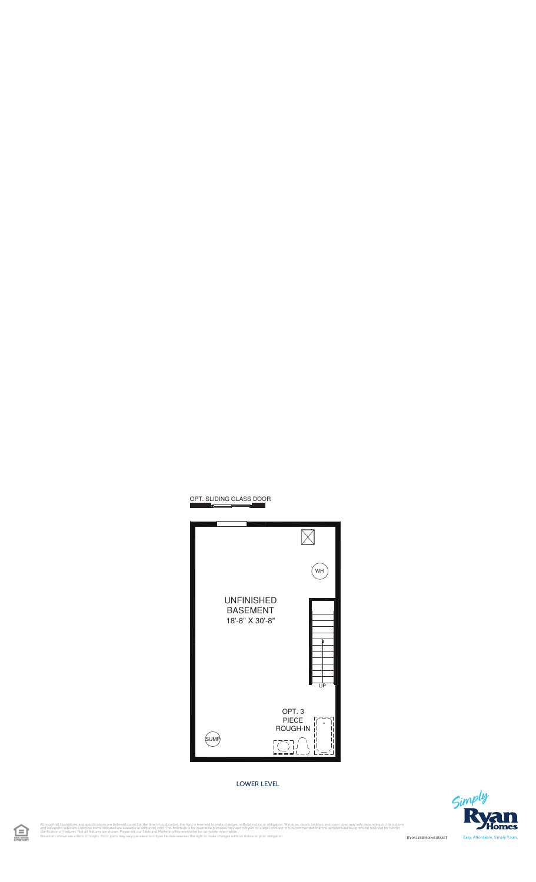OPT. SLIDING GLASS DOOR

WH

UNFINISHED
BASEMENT
18'-8" X 30'-8"

UP

OPT. 3
PIECE
ROUGH-IN

SUMP

LOWER LEVEL

Although all illustrations and specifications are believed correct at the time of publication, the right is reserved to make changes, without notice or obligation. Windows, doors, ceilings, and room sizes may vary depending on the options and elevations selected. Optional items indicated are available at additional cost. This brochure is for illustrative purposes only and not part of a legal contract. It is recommended that the architectural blueprints be reserved for further clarification of features. Not all features are shown. Please ask our Sales and Marketing Representative for complete information.
Elevations shown are artist's concepts. Floor plans may vary per elevation. Ryan Homes reserves the right to make changes without notice or prior obligation.

RY0621BRH00v01BSMT

Simply Ryan Homes

Easy, Affordable, Simply Yours.